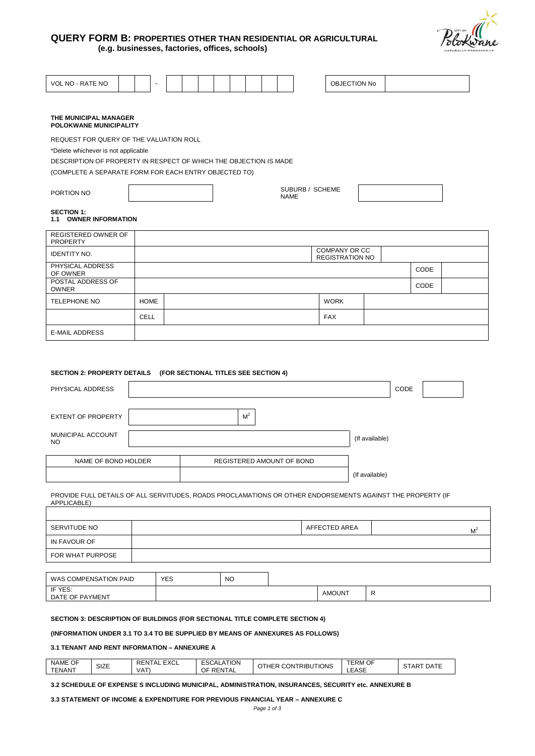# QUERY FORM B: PROPERTIES OTHER THAN RESIDENTIAL OR AGRICULTURAL

**(e.g. businesses, factories, offices, schools)**

| VOL NO - RATE NO | | | - | | | | | | | | | | OBJECTION No | |
|---|---|---|---|---|---|---|---|---|---|---|---|---|---|---|

**THE MUNICIPAL MANAGER**
**POLOKWANE MUNICIPALITY**

REQUEST FOR QUERY OF THE VALUATION ROLL

*Delete whichever is not applicable

DESCRIPTION OF PROPERTY IN RESPECT OF WHICH THE OBJECTION IS MADE

(COMPLETE A SEPARATE FORM FOR EACH ENTRY OBJECTED TO)

| PORTION NO | | SUBURB / SCHEME NAME | |
|---|---|---|---|

**SECTION 1:**
**1.1 OWNER INFORMATION**

| REGISTERED OWNER OF PROPERTY | | | | | |
|---|---|---|---|---|---|
| IDENTITY NO. | | | COMPANY OR CC REGISTRATION NO | | |
| PHYSICAL ADDRESS OF OWNER | | | | CODE | |
| POSTAL ADDRESS OF OWNER | | | | CODE | |
| TELEPHONE NO | HOME | | WORK | | |
| | CELL | | FAX | | |
| E-MAIL ADDRESS | | | | | |

**SECTION 2: PROPERTY DETAILS (FOR SECTIONAL TITLES SEE SECTION 4)**

| PHYSICAL ADDRESS | | CODE | |
|---|---|---|---|

| EXTENT OF PROPERTY | | $M^2$ |
|---|---|---|

| MUNICIPAL ACCOUNT NO | | (If available) |
|---|---|---|

| NAME OF BOND HOLDER | REGISTERED AMOUNT OF BOND | |
|---|---|---|
| | | (If available) |

PROVIDE FULL DETAILS OF ALL SERVITUDES, ROADS PROCLAMATIONS OR OTHER ENDORSEMENTS AGAINST THE PROPERTY (IF APPLICABLE)

| | | | |
|---|---|---|---|
| SERVITUDE NO | | AFFECTED AREA | $M^2$ |
| IN FAVOUR OF | | | |
| FOR WHAT PURPOSE | | | |

| WAS COMPENSATION PAID | YES | NO | | |
|---|---|---|---|---|
| IF YES: DATE OF PAYMENT | | | AMOUNT | R |

**SECTION 3: DESCRIPTION OF BUILDINGS (FOR SECTIONAL TITLE COMPLETE SECTION 4)**

**(INFORMATION UNDER 3.1 TO 3.4 TO BE SUPPLIED BY MEANS OF ANNEXURES AS FOLLOWS)**

**3.1 TENANT AND RENT INFORMATION – ANNEXURE A**

| NAME OF TENANT | SIZE | RENTAL EXCL VAT) | ESCALATION OF RENTAL | OTHER CONTRIBUTIONS | TERM OF LEASE | START DATE |
|---|---|---|---|---|---|---|

**3.2 SCHEDULE OF EXPENSE S INCLUDING MUNICIPAL, ADMINISTRATION, INSURANCES, SECURITY etc. ANNEXURE B**

**3.3 STATEMENT OF INCOME & EXPENDITURE FOR PREVIOUS FINANCIAL YEAR – ANNEXURE C**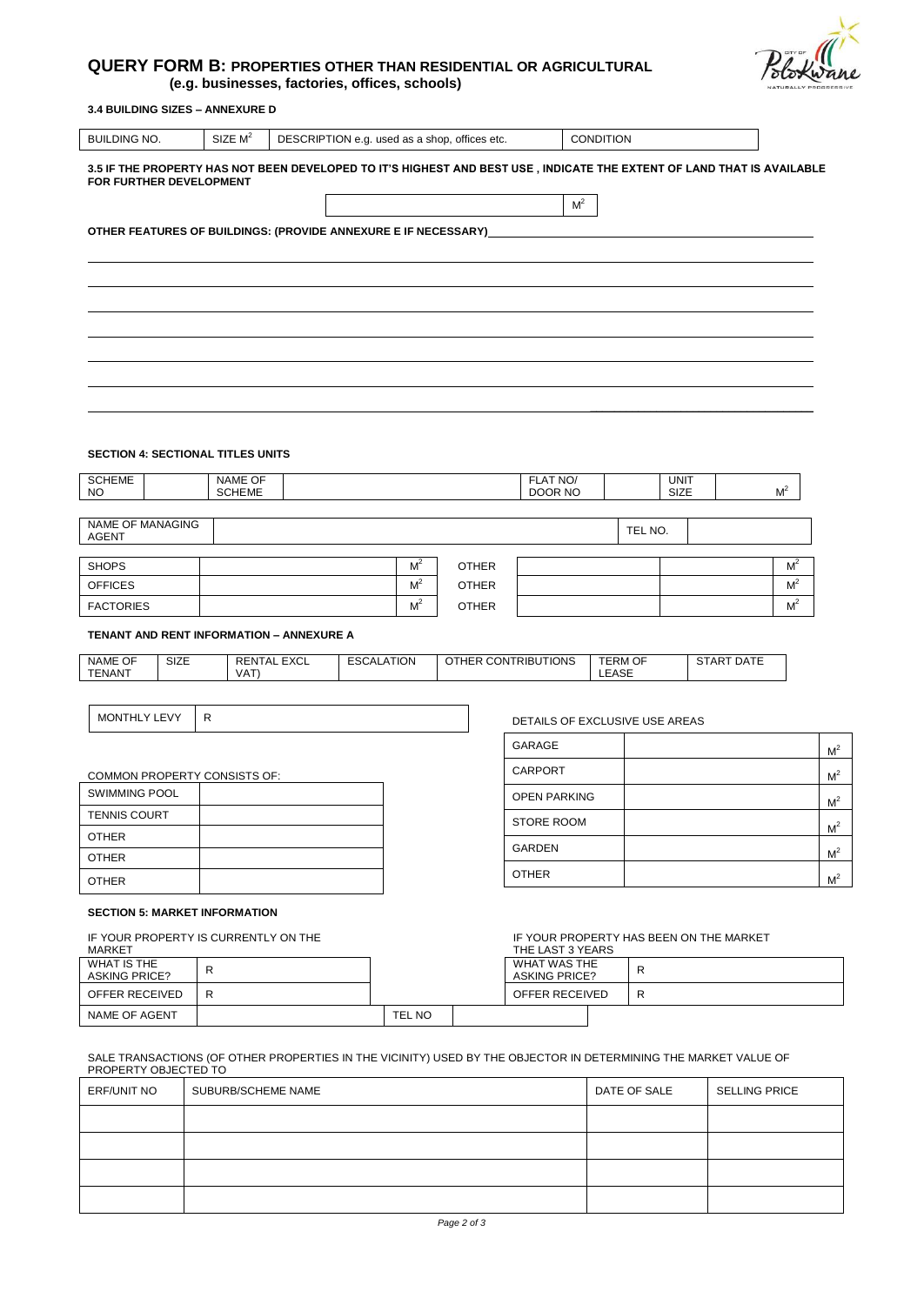# QUERY FORM B: PROPERTIES OTHER THAN RESIDENTIAL OR AGRICULTURAL

**(e.g. businesses, factories, offices, schools)**

**3.4 BUILDING SIZES – ANNEXURE D**

| BUILDING NO. | SIZE $M^2$ | DESCRIPTION e.g. used as a shop, offices etc. | CONDITION |
|---|---|---|---|

**3.5 IF THE PROPERTY HAS NOT BEEN DEVELOPED TO IT'S HIGHEST AND BEST USE , INDICATE THE EXTENT OF LAND THAT IS AVAILABLE FOR FURTHER DEVELOPMENT**

| | $M^2$ |
|---|---|

**OTHER FEATURES OF BUILDINGS: (PROVIDE ANNEXURE E IF NECESSARY)**

## SECTION 4: SECTIONAL TITLES UNITS

| SCHEME NO | | NAME OF SCHEME | | FLAT NO/ DOOR NO | | UNIT SIZE | $M^2$ |
|---|---|---|---|---|---|---|---|

| NAME OF MANAGING AGENT | | TEL NO. | |
|---|---|---|---|

| | | | | | | |
|---|---|---|---|---|---|---|
| SHOPS | | $M^2$ | OTHER | | | $M^2$ |
| OFFICES | | $M^2$ | OTHER | | | $M^2$ |
| FACTORIES | | $M^2$ | OTHER | | | $M^2$ |

**TENANT AND RENT INFORMATION – ANNEXURE A**

| NAME OF TENANT | SIZE | RENTAL EXCL VAT) | ESCALATION | OTHER CONTRIBUTIONS | TERM OF LEASE | START DATE |
|---|---|---|---|---|---|---|

| MONTHLY LEVY | R |
|---|---|

COMMON PROPERTY CONSISTS OF:

| | |
|---|---|
| SWIMMING POOL | |
| TENNIS COURT | |
| OTHER | |
| OTHER | |
| OTHER | |

DETAILS OF EXCLUSIVE USE AREAS

| | | |
|---|---|---|
| GARAGE | | $M^2$ |
| CARPORT | | $M^2$ |
| OPEN PARKING | | $M^2$ |
| STORE ROOM | | $M^2$ |
| GARDEN | | $M^2$ |
| OTHER | | $M^2$ |

## SECTION 5: MARKET INFORMATION

IF YOUR PROPERTY IS CURRENTLY ON THE MARKET

| | | | |
|---|---|---|---|
| WHAT IS THE ASKING PRICE? | R | | |
| OFFER RECEIVED | R | | |
| NAME OF AGENT | | TEL NO | |

IF YOUR PROPERTY HAS BEEN ON THE MARKET THE LAST 3 YEARS

| | |
|---|---|
| WHAT WAS THE ASKING PRICE? | R |
| OFFER RECEIVED | R |

SALE TRANSACTIONS (OF OTHER PROPERTIES IN THE VICINITY) USED BY THE OBJECTOR IN DETERMINING THE MARKET VALUE OF PROPERTY OBJECTED TO

| ERF/UNIT NO | SUBURB/SCHEME NAME | DATE OF SALE | SELLING PRICE |
|---|---|---|---|
| | | | |
| | | | |
| | | | |
| | | | |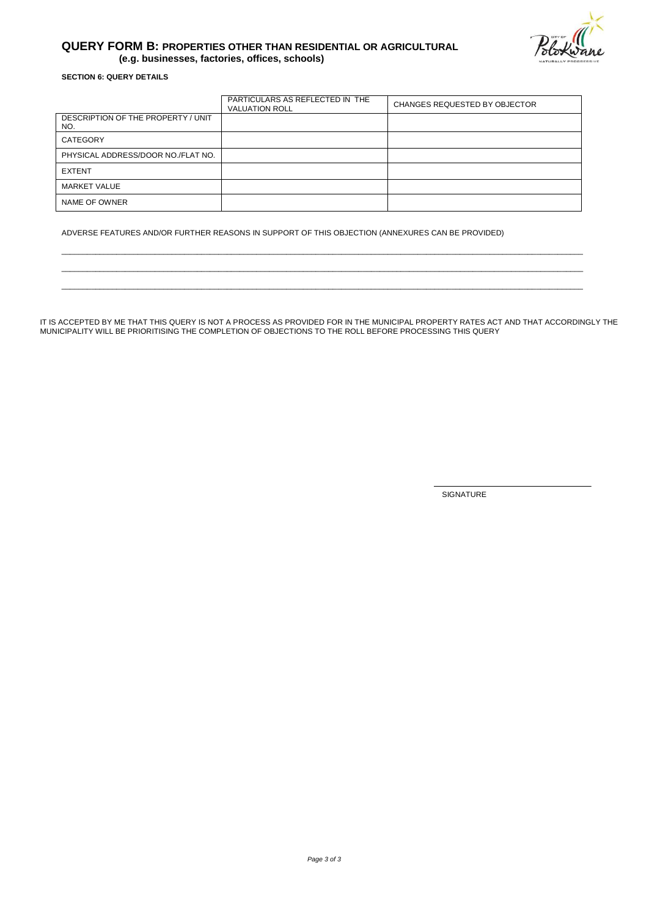# QUERY FORM B: PROPERTIES OTHER THAN RESIDENTIAL OR AGRICULTURAL

**(e.g. businesses, factories, offices, schools)**

**SECTION 6: QUERY DETAILS**

| | PARTICULARS AS REFLECTED IN THE VALUATION ROLL | CHANGES REQUESTED BY OBJECTOR |
|---|---|---|
| DESCRIPTION OF THE PROPERTY / UNIT NO. | | |
| CATEGORY | | |
| PHYSICAL ADDRESS/DOOR NO./FLAT NO. | | |
| EXTENT | | |
| MARKET VALUE | | |
| NAME OF OWNER | | |

ADVERSE FEATURES AND/OR FURTHER REASONS IN SUPPORT OF THIS OBJECTION (ANNEXURES CAN BE PROVIDED)

______________________________________________________________________________________________

______________________________________________________________________________________________

______________________________________________________________________________________________

IT IS ACCEPTED BY ME THAT THIS QUERY IS NOT A PROCESS AS PROVIDED FOR IN THE MUNICIPAL PROPERTY RATES ACT AND THAT ACCORDINGLY THE MUNICIPALITY WILL BE PRIORITISING THE COMPLETION OF OBJECTIONS TO THE ROLL BEFORE PROCESSING THIS QUERY

______________________________

SIGNATURE